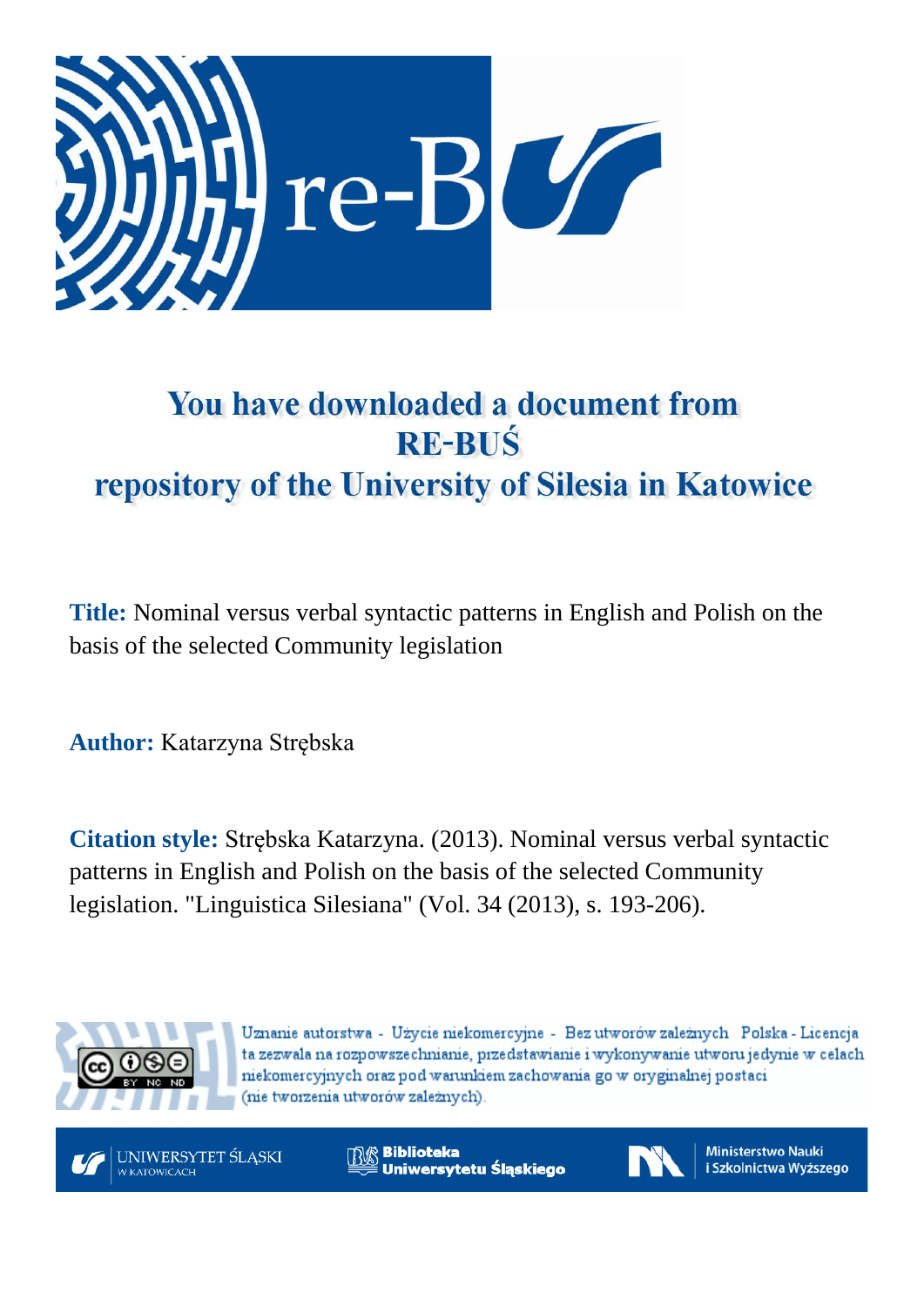# You have downloaded a document from RE-BUŚ repository of the University of Silesia in Katowice

**Title:** Nominal versus verbal syntactic patterns in English and Polish on the basis of the selected Community legislation

**Author:** Katarzyna Strębska

**Citation style:** Strębska Katarzyna. (2013). Nominal versus verbal syntactic patterns in English and Polish on the basis of the selected Community legislation. "Linguistica Silesiana" (Vol. 34 (2013), s. 193-206).

Uznanie autorstwa - Użycie niekomercyjne - Bez utworów zależnych Polska - Licencja ta zezwala na rozpowszechnianie, przedstawianie i wykonywanie utworu jedynie w celach niekomercyjnych oraz pod warunkiem zachowania go w oryginalnej postaci (nie tworzenia utworów zależnych).

UNIWERSYTET ŚLĄSKI W KATOWICACH

Biblioteka Uniwersytetu Śląskiego

Ministerstwo Nauki i Szkolnictwa Wyższego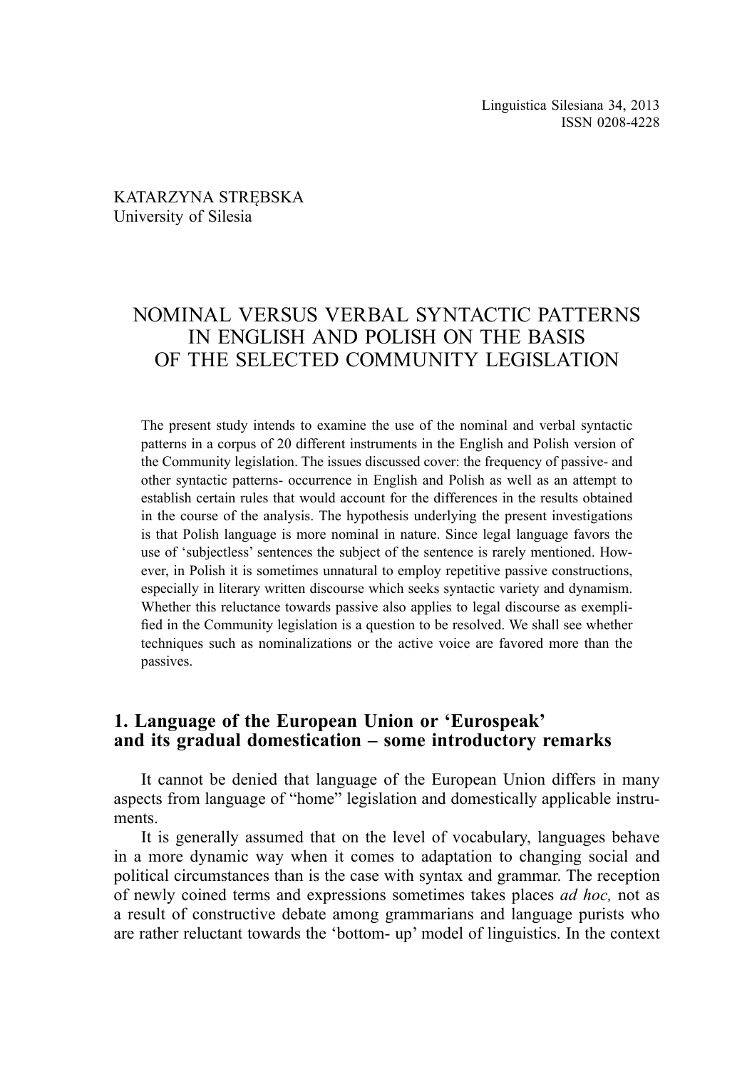KATARZYNA STRĘBSKA
University of Silesia

# NOMINAL VERSUS VERBAL SYNTACTIC PATTERNS IN ENGLISH AND POLISH ON THE BASIS OF THE SELECTED COMMUNITY LEGISLATION

The present study intends to examine the use of the nominal and verbal syntactic patterns in a corpus of 20 different instruments in the English and Polish version of the Community legislation. The issues discussed cover: the frequency of passive- and other syntactic patterns- occurrence in English and Polish as well as an attempt to establish certain rules that would account for the differences in the results obtained in the course of the analysis. The hypothesis underlying the present investigations is that Polish language is more nominal in nature. Since legal language favors the use of 'subjectless' sentences the subject of the sentence is rarely mentioned. However, in Polish it is sometimes unnatural to employ repetitive passive constructions, especially in literary written discourse which seeks syntactic variety and dynamism. Whether this reluctance towards passive also applies to legal discourse as exemplified in the Community legislation is a question to be resolved. We shall see whether techniques such as nominalizations or the active voice are favored more than the passives.

## 1. Language of the European Union or 'Eurospeak' and its gradual domestication – some introductory remarks

It cannot be denied that language of the European Union differs in many aspects from language of "home" legislation and domestically applicable instruments.

It is generally assumed that on the level of vocabulary, languages behave in a more dynamic way when it comes to adaptation to changing social and political circumstances than is the case with syntax and grammar. The reception of newly coined terms and expressions sometimes takes places *ad hoc,* not as a result of constructive debate among grammarians and language purists who are rather reluctant towards the 'bottom- up' model of linguistics. In the context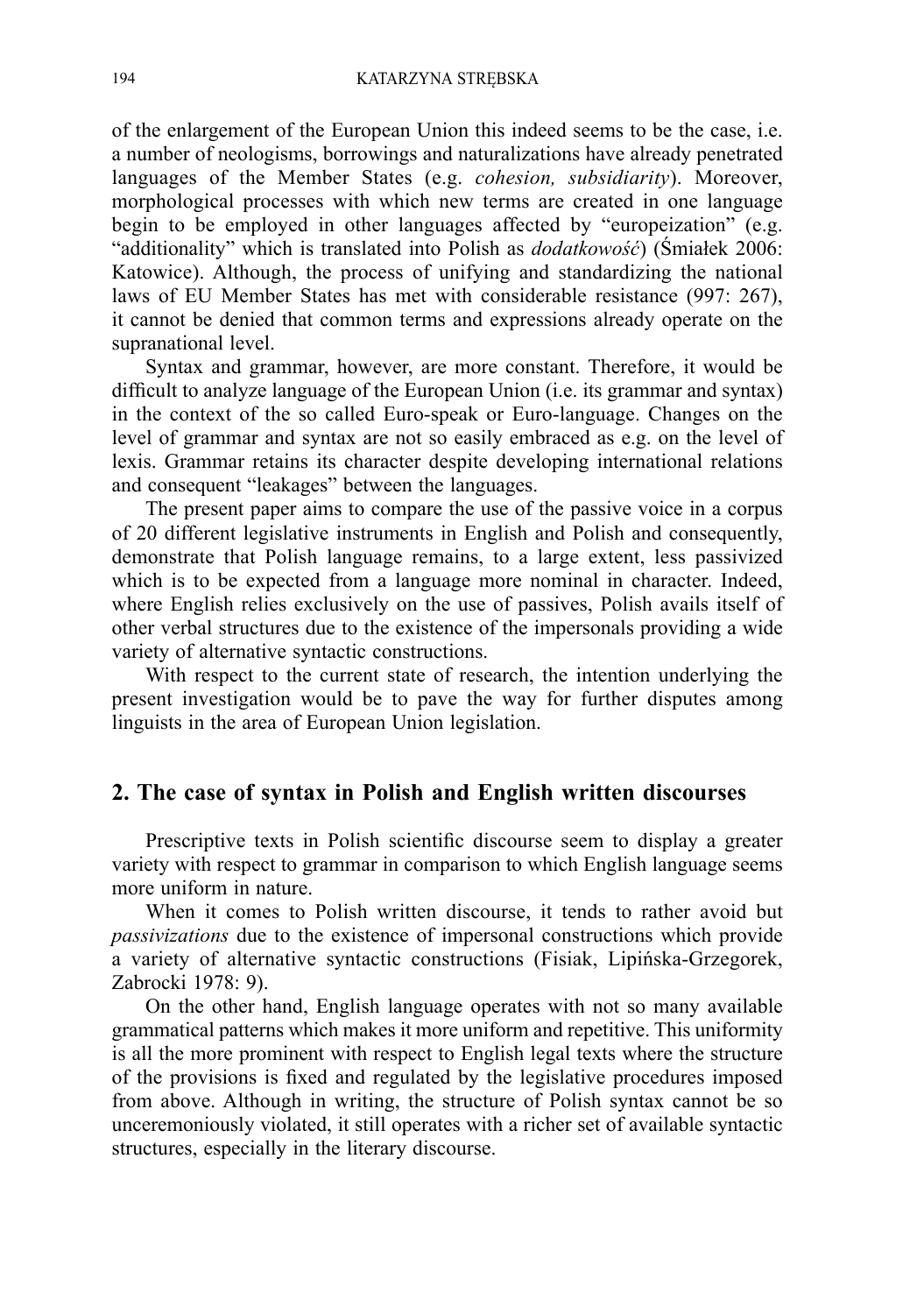of the enlargement of the European Union this indeed seems to be the case, i.e. a number of neologisms, borrowings and naturalizations have already penetrated languages of the Member States (e.g. *cohesion, subsidiarity*). Moreover, morphological processes with which new terms are created in one language begin to be employed in other languages affected by "europeization" (e.g. "additionality" which is translated into Polish as *dodatkowość*) (Śmiałek 2006: Katowice). Although, the process of unifying and standardizing the national laws of EU Member States has met with considerable resistance (997: 267), it cannot be denied that common terms and expressions already operate on the supranational level.

Syntax and grammar, however, are more constant. Therefore, it would be difficult to analyze language of the European Union (i.e. its grammar and syntax) in the context of the so called Euro-speak or Euro-language. Changes on the level of grammar and syntax are not so easily embraced as e.g. on the level of lexis. Grammar retains its character despite developing international relations and consequent "leakages" between the languages.

The present paper aims to compare the use of the passive voice in a corpus of 20 different legislative instruments in English and Polish and consequently, demonstrate that Polish language remains, to a large extent, less passivized which is to be expected from a language more nominal in character. Indeed, where English relies exclusively on the use of passives, Polish avails itself of other verbal structures due to the existence of the impersonals providing a wide variety of alternative syntactic constructions.

With respect to the current state of research, the intention underlying the present investigation would be to pave the way for further disputes among linguists in the area of European Union legislation.

## 2. The case of syntax in Polish and English written discourses

Prescriptive texts in Polish scientific discourse seem to display a greater variety with respect to grammar in comparison to which English language seems more uniform in nature.

When it comes to Polish written discourse, it tends to rather avoid but *passivizations* due to the existence of impersonal constructions which provide a variety of alternative syntactic constructions (Fisiak, Lipińska-Grzegorek, Zabrocki 1978: 9).

On the other hand, English language operates with not so many available grammatical patterns which makes it more uniform and repetitive. This uniformity is all the more prominent with respect to English legal texts where the structure of the provisions is fixed and regulated by the legislative procedures imposed from above. Although in writing, the structure of Polish syntax cannot be so unceremoniously violated, it still operates with a richer set of available syntactic structures, especially in the literary discourse.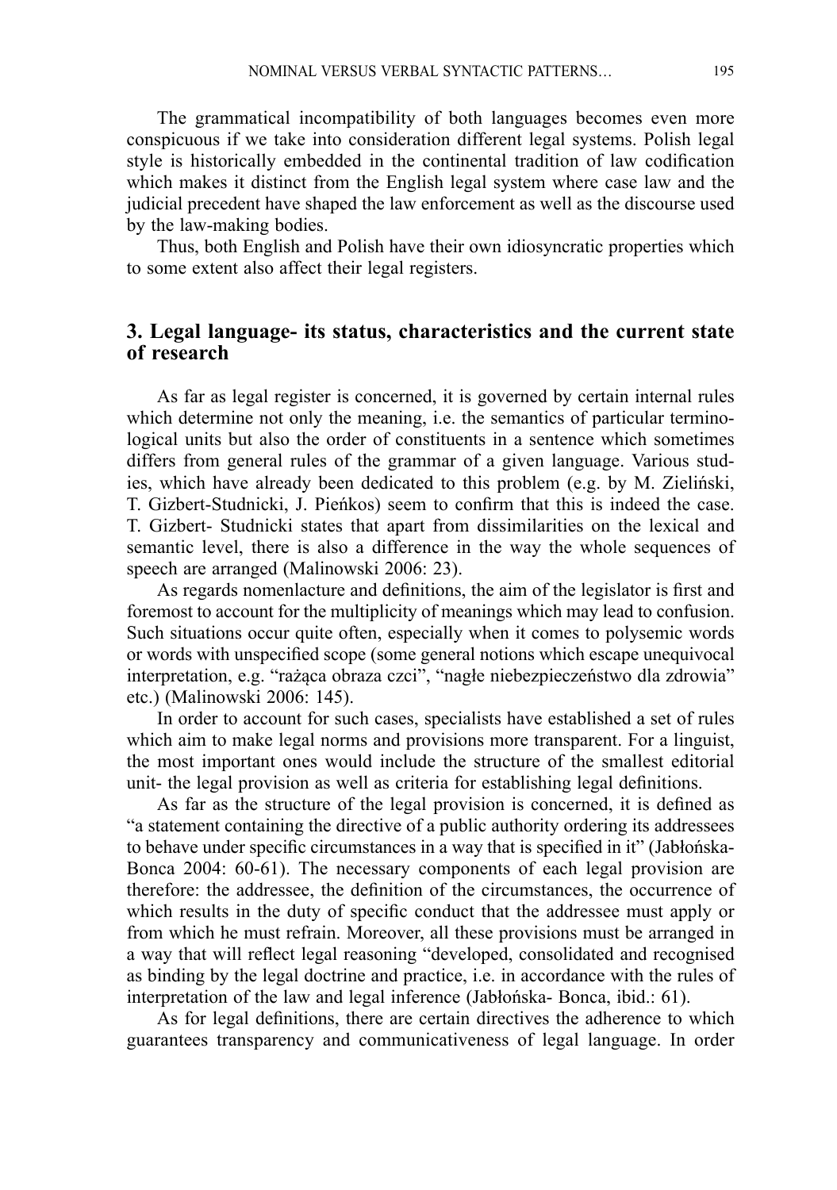The grammatical incompatibility of both languages becomes even more conspicuous if we take into consideration different legal systems. Polish legal style is historically embedded in the continental tradition of law codification which makes it distinct from the English legal system where case law and the judicial precedent have shaped the law enforcement as well as the discourse used by the law-making bodies.

Thus, both English and Polish have their own idiosyncratic properties which to some extent also affect their legal registers.

## 3. Legal language- its status, characteristics and the current state of research

As far as legal register is concerned, it is governed by certain internal rules which determine not only the meaning, i.e. the semantics of particular terminological units but also the order of constituents in a sentence which sometimes differs from general rules of the grammar of a given language. Various studies, which have already been dedicated to this problem (e.g. by M. Zieliński, T. Gizbert-Studnicki, J. Pieńkos) seem to confirm that this is indeed the case. T. Gizbert- Studnicki states that apart from dissimilarities on the lexical and semantic level, there is also a difference in the way the whole sequences of speech are arranged (Malinowski 2006: 23).

As regards nomenlacture and definitions, the aim of the legislator is first and foremost to account for the multiplicity of meanings which may lead to confusion. Such situations occur quite often, especially when it comes to polysemic words or words with unspecified scope (some general notions which escape unequivocal interpretation, e.g. "rażąca obraza czci", "nagłe niebezpieczeństwo dla zdrowia" etc.) (Malinowski 2006: 145).

In order to account for such cases, specialists have established a set of rules which aim to make legal norms and provisions more transparent. For a linguist, the most important ones would include the structure of the smallest editorial unit- the legal provision as well as criteria for establishing legal definitions.

As far as the structure of the legal provision is concerned, it is defined as "a statement containing the directive of a public authority ordering its addressees to behave under specific circumstances in a way that is specified in it" (Jabłońska-Bonca 2004: 60-61). The necessary components of each legal provision are therefore: the addressee, the definition of the circumstances, the occurrence of which results in the duty of specific conduct that the addressee must apply or from which he must refrain. Moreover, all these provisions must be arranged in a way that will reflect legal reasoning "developed, consolidated and recognised as binding by the legal doctrine and practice, i.e. in accordance with the rules of interpretation of the law and legal inference (Jabłońska- Bonca, ibid.: 61).

As for legal definitions, there are certain directives the adherence to which guarantees transparency and communicativeness of legal language. In order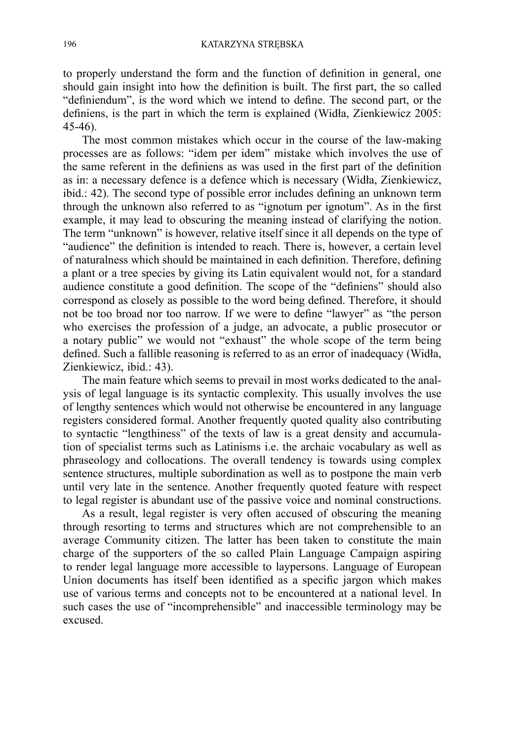to properly understand the form and the function of definition in general, one should gain insight into how the definition is built. The first part, the so called "definiendum", is the word which we intend to define. The second part, or the definiens, is the part in which the term is explained (Widła, Zienkiewicz 2005: 45-46).

The most common mistakes which occur in the course of the law-making processes are as follows: "idem per idem" mistake which involves the use of the same referent in the definiens as was used in the first part of the definition as in: a necessary defence is a defence which is necessary (Widła, Zienkiewicz, ibid.: 42). The second type of possible error includes defining an unknown term through the unknown also referred to as "ignotum per ignotum". As in the first example, it may lead to obscuring the meaning instead of clarifying the notion. The term "unknown" is however, relative itself since it all depends on the type of "audience" the definition is intended to reach. There is, however, a certain level of naturalness which should be maintained in each definition. Therefore, defining a plant or a tree species by giving its Latin equivalent would not, for a standard audience constitute a good definition. The scope of the "definiens" should also correspond as closely as possible to the word being defined. Therefore, it should not be too broad nor too narrow. If we were to define "lawyer" as "the person who exercises the profession of a judge, an advocate, a public prosecutor or a notary public" we would not "exhaust" the whole scope of the term being defined. Such a fallible reasoning is referred to as an error of inadequacy (Widła, Zienkiewicz, ibid.: 43).

The main feature which seems to prevail in most works dedicated to the analysis of legal language is its syntactic complexity. This usually involves the use of lengthy sentences which would not otherwise be encountered in any language registers considered formal. Another frequently quoted quality also contributing to syntactic "lengthiness" of the texts of law is a great density and accumulation of specialist terms such as Latinisms i.e. the archaic vocabulary as well as phraseology and collocations. The overall tendency is towards using complex sentence structures, multiple subordination as well as to postpone the main verb until very late in the sentence. Another frequently quoted feature with respect to legal register is abundant use of the passive voice and nominal constructions.

As a result, legal register is very often accused of obscuring the meaning through resorting to terms and structures which are not comprehensible to an average Community citizen. The latter has been taken to constitute the main charge of the supporters of the so called Plain Language Campaign aspiring to render legal language more accessible to laypersons. Language of European Union documents has itself been identified as a specific jargon which makes use of various terms and concepts not to be encountered at a national level. In such cases the use of "incomprehensible" and inaccessible terminology may be excused.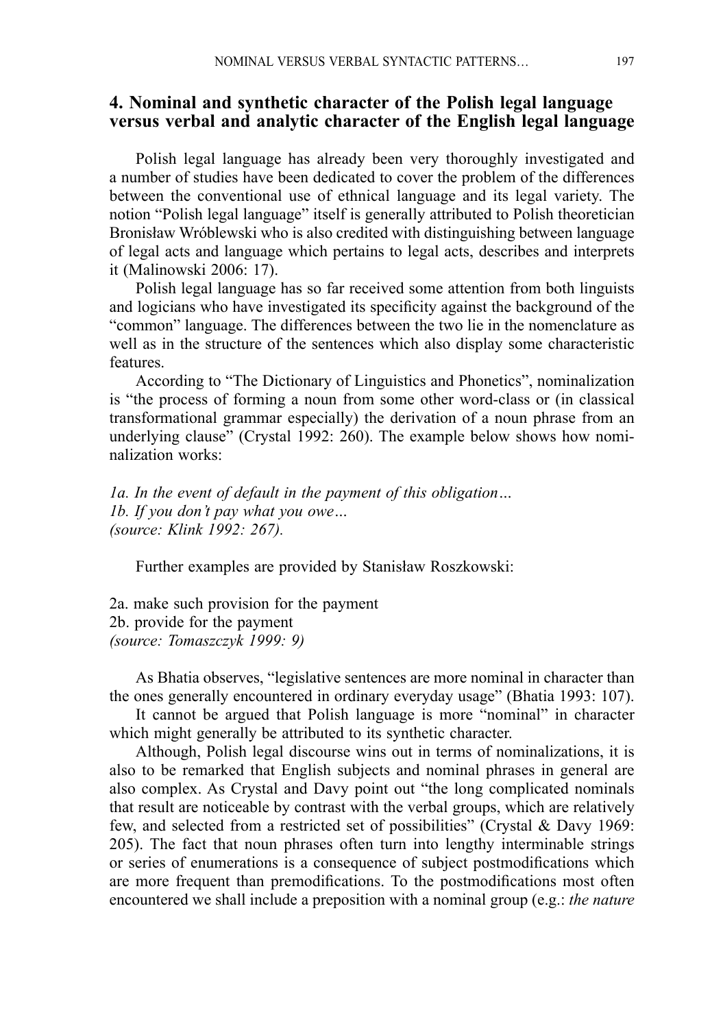## 4. Nominal and synthetic character of the Polish legal language versus verbal and analytic character of the English legal language

Polish legal language has already been very thoroughly investigated and a number of studies have been dedicated to cover the problem of the differences between the conventional use of ethnical language and its legal variety. The notion "Polish legal language" itself is generally attributed to Polish theoretician Bronisław Wróblewski who is also credited with distinguishing between language of legal acts and language which pertains to legal acts, describes and interprets it (Malinowski 2006: 17).

Polish legal language has so far received some attention from both linguists and logicians who have investigated its specificity against the background of the "common" language. The differences between the two lie in the nomenclature as well as in the structure of the sentences which also display some characteristic features.

According to "The Dictionary of Linguistics and Phonetics", nominalization is "the process of forming a noun from some other word-class or (in classical transformational grammar especially) the derivation of a noun phrase from an underlying clause" (Crystal 1992: 260). The example below shows how nominalization works:

*1a. In the event of default in the payment of this obligation…*
*1b. If you don't pay what you owe…*
*(source: Klink 1992: 267).*

Further examples are provided by Stanisław Roszkowski:

2a. make such provision for the payment
2b. provide for the payment
*(source: Tomaszczyk 1999: 9)*

As Bhatia observes, "legislative sentences are more nominal in character than the ones generally encountered in ordinary everyday usage" (Bhatia 1993: 107).

It cannot be argued that Polish language is more "nominal" in character which might generally be attributed to its synthetic character.

Although, Polish legal discourse wins out in terms of nominalizations, it is also to be remarked that English subjects and nominal phrases in general are also complex. As Crystal and Davy point out "the long complicated nominals that result are noticeable by contrast with the verbal groups, which are relatively few, and selected from a restricted set of possibilities" (Crystal & Davy 1969: 205). The fact that noun phrases often turn into lengthy interminable strings or series of enumerations is a consequence of subject postmodifications which are more frequent than premodifications. To the postmodifications most often encountered we shall include a preposition with a nominal group (e.g.: *the nature*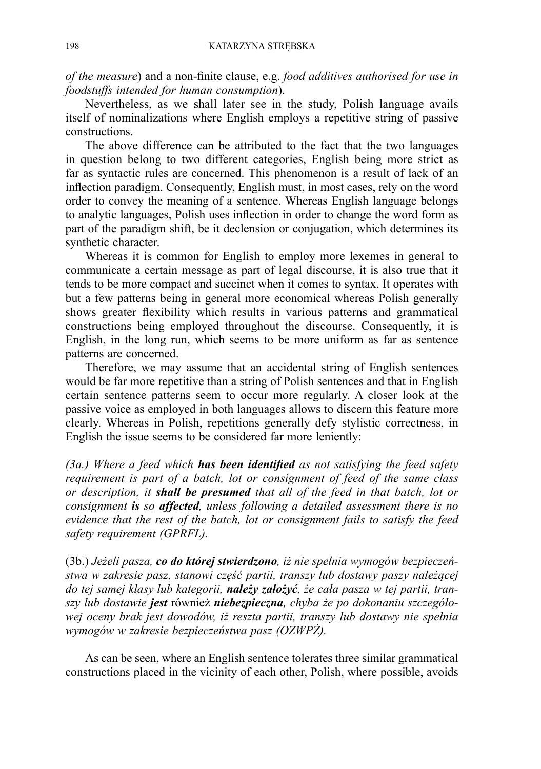*of the measure*) and a non-finite clause, e.g. *food additives authorised for use in foodstuffs intended for human consumption*).

Nevertheless, as we shall later see in the study, Polish language avails itself of nominalizations where English employs a repetitive string of passive constructions.

The above difference can be attributed to the fact that the two languages in question belong to two different categories, English being more strict as far as syntactic rules are concerned. This phenomenon is a result of lack of an inflection paradigm. Consequently, English must, in most cases, rely on the word order to convey the meaning of a sentence. Whereas English language belongs to analytic languages, Polish uses inflection in order to change the word form as part of the paradigm shift, be it declension or conjugation, which determines its synthetic character.

Whereas it is common for English to employ more lexemes in general to communicate a certain message as part of legal discourse, it is also true that it tends to be more compact and succinct when it comes to syntax. It operates with but a few patterns being in general more economical whereas Polish generally shows greater flexibility which results in various patterns and grammatical constructions being employed throughout the discourse. Consequently, it is English, in the long run, which seems to be more uniform as far as sentence patterns are concerned.

Therefore, we may assume that an accidental string of English sentences would be far more repetitive than a string of Polish sentences and that in English certain sentence patterns seem to occur more regularly. A closer look at the passive voice as employed in both languages allows to discern this feature more clearly. Whereas in Polish, repetitions generally defy stylistic correctness, in English the issue seems to be considered far more leniently:

*(3a.) Where a feed which **has been identified** as not satisfying the feed safety requirement is part of a batch, lot or consignment of feed of the same class or description, it **shall be presumed** that all of the feed in that batch, lot or consignment **is** so **affected**, unless following a detailed assessment there is no evidence that the rest of the batch, lot or consignment fails to satisfy the feed safety requirement (GPRFL).*

(3b.) *Jeżeli pasza, **co do której stwierdzono**, iż nie spełnia wymogów bezpieczeństwa w zakresie pasz, stanowi część partii, transzy lub dostawy paszy należącej do tej samej klasy lub kategorii, **należy założyć**, że cała pasza w tej partii, transzy lub dostawie **jest*** również ***niebezpieczna**, chyba że po dokonaniu szczegółowej oceny brak jest dowodów, iż reszta partii, transzy lub dostawy nie spełnia wymogów w zakresie bezpieczeństwa pasz (OZWPŻ).*

As can be seen, where an English sentence tolerates three similar grammatical constructions placed in the vicinity of each other, Polish, where possible, avoids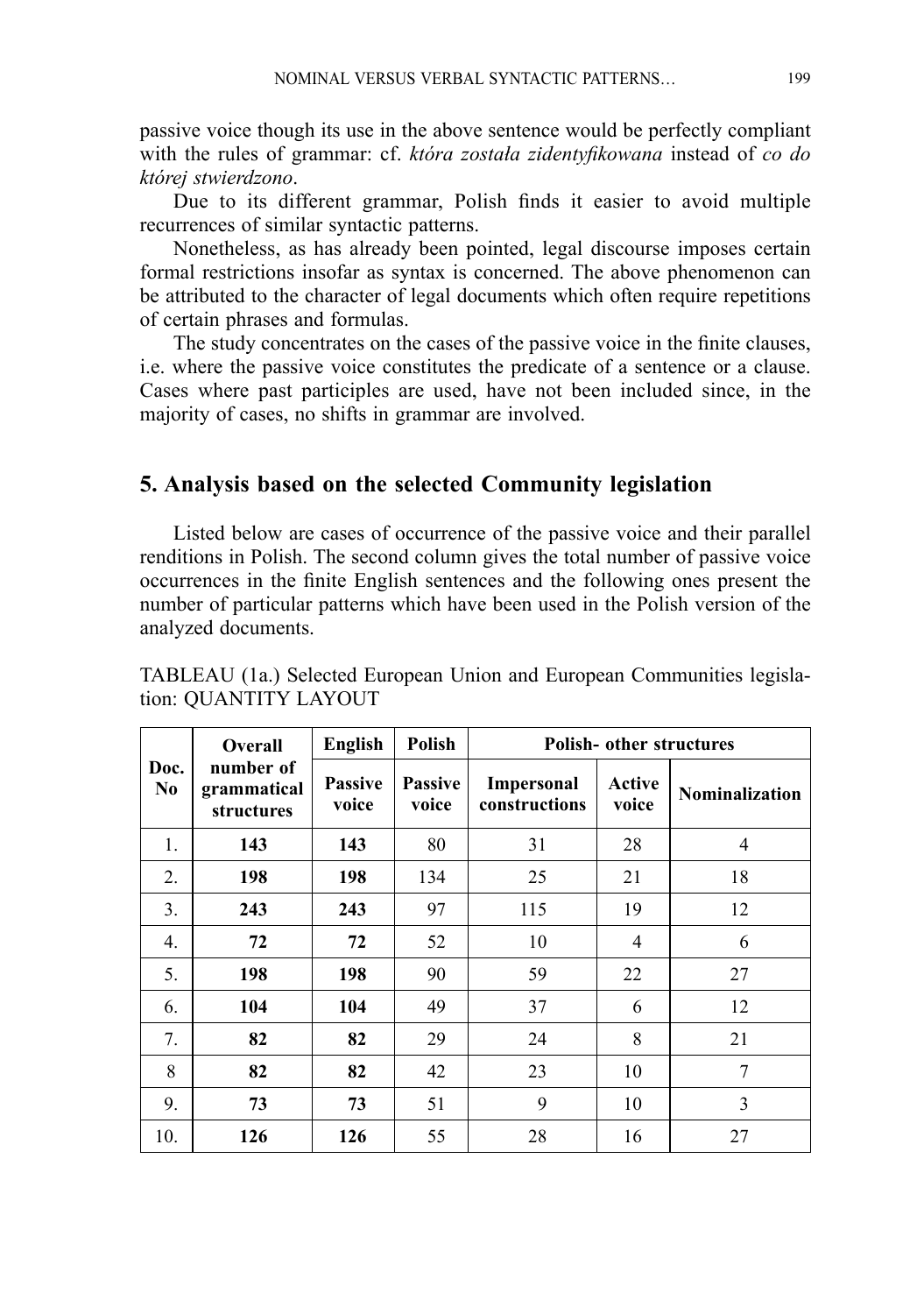passive voice though its use in the above sentence would be perfectly compliant with the rules of grammar: cf. *która została zidentyfikowana* instead of *co do której stwierdzono*.

Due to its different grammar, Polish finds it easier to avoid multiple recurrences of similar syntactic patterns.

Nonetheless, as has already been pointed, legal discourse imposes certain formal restrictions insofar as syntax is concerned. The above phenomenon can be attributed to the character of legal documents which often require repetitions of certain phrases and formulas.

The study concentrates on the cases of the passive voice in the finite clauses, i.e. where the passive voice constitutes the predicate of a sentence or a clause. Cases where past participles are used, have not been included since, in the majority of cases, no shifts in grammar are involved.

## 5. Analysis based on the selected Community legislation

Listed below are cases of occurrence of the passive voice and their parallel renditions in Polish. The second column gives the total number of passive voice occurrences in the finite English sentences and the following ones present the number of particular patterns which have been used in the Polish version of the analyzed documents.

TABLEAU (1a.) Selected European Union and European Communities legislation: QUANTITY LAYOUT

| Doc. No | Overall number of grammatical structures | English | Polish | Polish- other structures | | |
|---|---|---|---|---|---|---|
| | | **Passive voice** | **Passive voice** | **Impersonal constructions** | **Active voice** | **Nominalization** |
| 1. | **143** | **143** | 80 | 31 | 28 | 4 |
| 2. | **198** | **198** | 134 | 25 | 21 | 18 |
| 3. | **243** | **243** | 97 | 115 | 19 | 12 |
| 4. | **72** | **72** | 52 | 10 | 4 | 6 |
| 5. | **198** | **198** | 90 | 59 | 22 | 27 |
| 6. | **104** | **104** | 49 | 37 | 6 | 12 |
| 7. | **82** | **82** | 29 | 24 | 8 | 21 |
| 8 | **82** | **82** | 42 | 23 | 10 | 7 |
| 9. | **73** | **73** | 51 | 9 | 10 | 3 |
| 10. | **126** | **126** | 55 | 28 | 16 | 27 |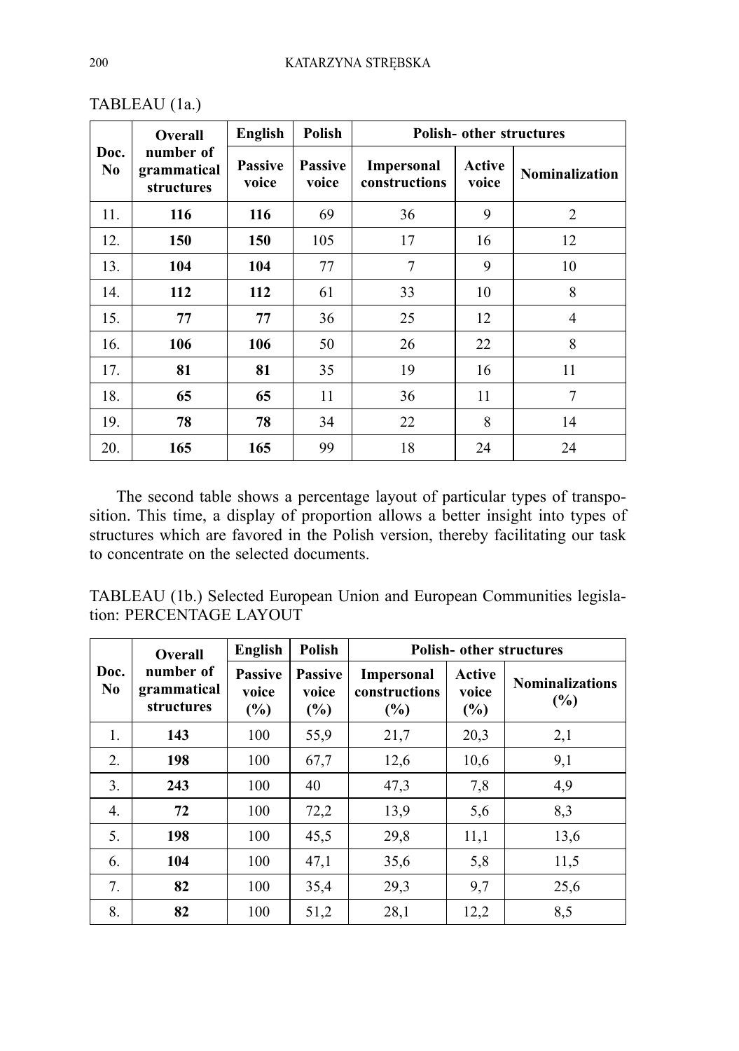TABLEAU (1a.)

| Doc. No | Overall number of grammatical structures | English | Polish | Polish- other structures | | |
|---|---|---|---|---|---|---|
| | | Passive voice | Passive voice | Impersonal constructions | Active voice | Nominalization |
| 11. | **116** | **116** | 69 | 36 | 9 | 2 |
| 12. | **150** | **150** | 105 | 17 | 16 | 12 |
| 13. | **104** | **104** | 77 | 7 | 9 | 10 |
| 14. | **112** | **112** | 61 | 33 | 10 | 8 |
| 15. | **77** | **77** | 36 | 25 | 12 | 4 |
| 16. | **106** | **106** | 50 | 26 | 22 | 8 |
| 17. | **81** | **81** | 35 | 19 | 16 | 11 |
| 18. | **65** | **65** | 11 | 36 | 11 | 7 |
| 19. | **78** | **78** | 34 | 22 | 8 | 14 |
| 20. | **165** | **165** | 99 | 18 | 24 | 24 |

The second table shows a percentage layout of particular types of transposition. This time, a display of proportion allows a better insight into types of structures which are favored in the Polish version, thereby facilitating our task to concentrate on the selected documents.

TABLEAU (1b.) Selected European Union and European Communities legislation: PERCENTAGE LAYOUT

| Doc. No | Overall number of grammatical structures | English | Polish | Polish- other structures | | |
|---|---|---|---|---|---|---|
| | | Passive voice (%) | Passive voice (%) | Impersonal constructions (%) | Active voice (%) | Nominalizations (%) |
| 1. | **143** | 100 | 55,9 | 21,7 | 20,3 | 2,1 |
| 2. | **198** | 100 | 67,7 | 12,6 | 10,6 | 9,1 |
| 3. | **243** | 100 | 40 | 47,3 | 7,8 | 4,9 |
| 4. | **72** | 100 | 72,2 | 13,9 | 5,6 | 8,3 |
| 5. | **198** | 100 | 45,5 | 29,8 | 11,1 | 13,6 |
| 6. | **104** | 100 | 47,1 | 35,6 | 5,8 | 11,5 |
| 7. | **82** | 100 | 35,4 | 29,3 | 9,7 | 25,6 |
| 8. | **82** | 100 | 51,2 | 28,1 | 12,2 | 8,5 |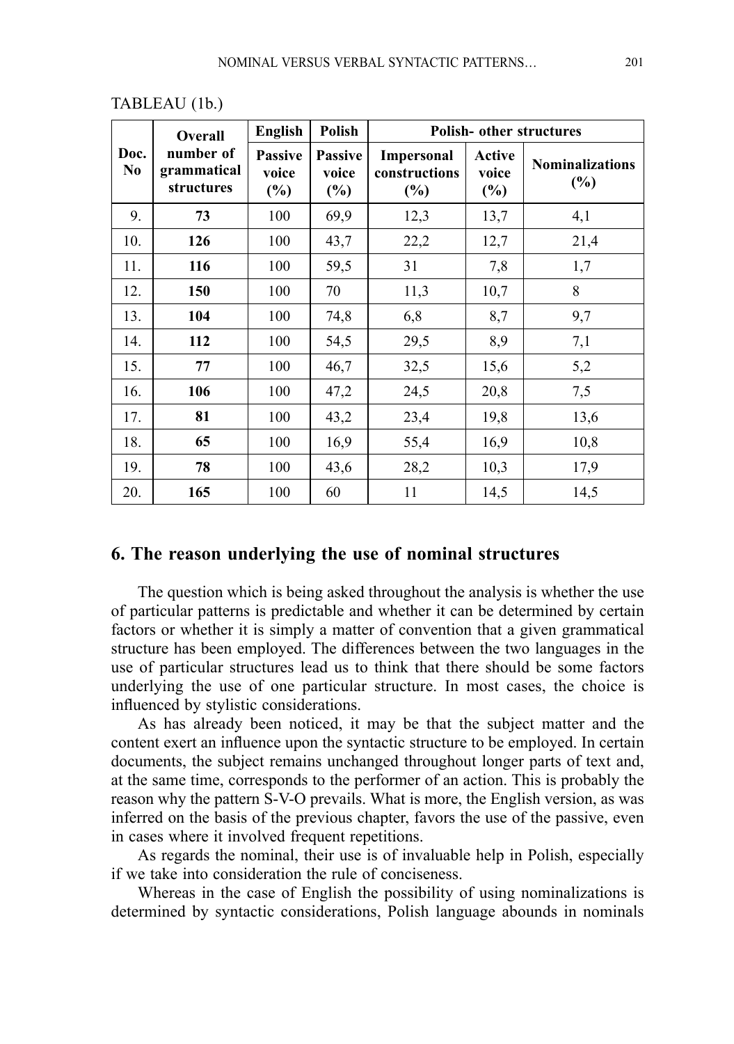TABLEAU (1b.)

| Doc. No | Overall number of grammatical structures | English | Polish | Polish- other structures | | |
|---|---|---|---|---|---|---|
| | | Passive voice (%) | Passive voice (%) | Impersonal constructions (%) | Active voice (%) | Nominalizations (%) |
| 9. | **73** | 100 | 69,9 | 12,3 | 13,7 | 4,1 |
| 10. | **126** | 100 | 43,7 | 22,2 | 12,7 | 21,4 |
| 11. | **116** | 100 | 59,5 | 31 | 7,8 | 1,7 |
| 12. | **150** | 100 | 70 | 11,3 | 10,7 | 8 |
| 13. | **104** | 100 | 74,8 | 6,8 | 8,7 | 9,7 |
| 14. | **112** | 100 | 54,5 | 29,5 | 8,9 | 7,1 |
| 15. | **77** | 100 | 46,7 | 32,5 | 15,6 | 5,2 |
| 16. | **106** | 100 | 47,2 | 24,5 | 20,8 | 7,5 |
| 17. | **81** | 100 | 43,2 | 23,4 | 19,8 | 13,6 |
| 18. | **65** | 100 | 16,9 | 55,4 | 16,9 | 10,8 |
| 19. | **78** | 100 | 43,6 | 28,2 | 10,3 | 17,9 |
| 20. | **165** | 100 | 60 | 11 | 14,5 | 14,5 |

## 6. The reason underlying the use of nominal structures

The question which is being asked throughout the analysis is whether the use of particular patterns is predictable and whether it can be determined by certain factors or whether it is simply a matter of convention that a given grammatical structure has been employed. The differences between the two languages in the use of particular structures lead us to think that there should be some factors underlying the use of one particular structure. In most cases, the choice is influenced by stylistic considerations.

As has already been noticed, it may be that the subject matter and the content exert an influence upon the syntactic structure to be employed. In certain documents, the subject remains unchanged throughout longer parts of text and, at the same time, corresponds to the performer of an action. This is probably the reason why the pattern S-V-O prevails. What is more, the English version, as was inferred on the basis of the previous chapter, favors the use of the passive, even in cases where it involved frequent repetitions.

As regards the nominal, their use is of invaluable help in Polish, especially if we take into consideration the rule of conciseness.

Whereas in the case of English the possibility of using nominalizations is determined by syntactic considerations, Polish language abounds in nominals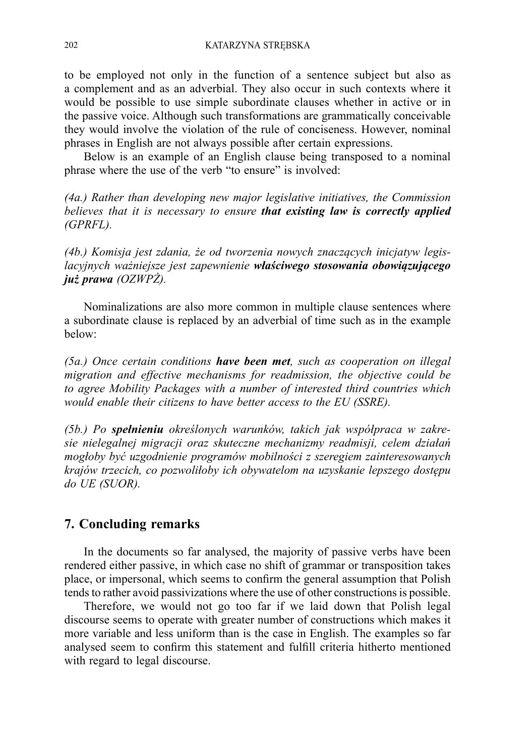to be employed not only in the function of a sentence subject but also as a complement and as an adverbial. They also occur in such contexts where it would be possible to use simple subordinate clauses whether in active or in the passive voice. Although such transformations are grammatically conceivable they would involve the violation of the rule of conciseness. However, nominal phrases in English are not always possible after certain expressions.

Below is an example of an English clause being transposed to a nominal phrase where the use of the verb "to ensure" is involved:

*(4a.) Rather than developing new major legislative initiatives, the Commission believes that it is necessary to ensure* ***that existing law is correctly applied*** *(GPRFL).*

*(4b.) Komisja jest zdania, że od tworzenia nowych znaczących inicjatyw legislacyjnych ważniejsze jest zapewnienie* ***właściwego stosowania obowiązującego już prawa*** *(OZWPŻ).*

Nominalizations are also more common in multiple clause sentences where a subordinate clause is replaced by an adverbial of time such as in the example below:

*(5a.) Once certain conditions* ***have been met****, such as cooperation on illegal migration and effective mechanisms for readmission, the objective could be to agree Mobility Packages with a number of interested third countries which would enable their citizens to have better access to the EU (SSRE).*

*(5b.) Po* ***spełnieniu*** *określonych warunków, takich jak współpraca w zakresie nielegalnej migracji oraz skuteczne mechanizmy readmisji, celem działań mogłoby być uzgodnienie programów mobilności z szeregiem zainteresowanych krajów trzecich, co pozwoliłoby ich obywatelom na uzyskanie lepszego dostępu do UE (SUOR).*

## 7. Concluding remarks

In the documents so far analysed, the majority of passive verbs have been rendered either passive, in which case no shift of grammar or transposition takes place, or impersonal, which seems to confirm the general assumption that Polish tends to rather avoid passivizations where the use of other constructions is possible.

Therefore, we would not go too far if we laid down that Polish legal discourse seems to operate with greater number of constructions which makes it more variable and less uniform than is the case in English. The examples so far analysed seem to confirm this statement and fulfill criteria hitherto mentioned with regard to legal discourse.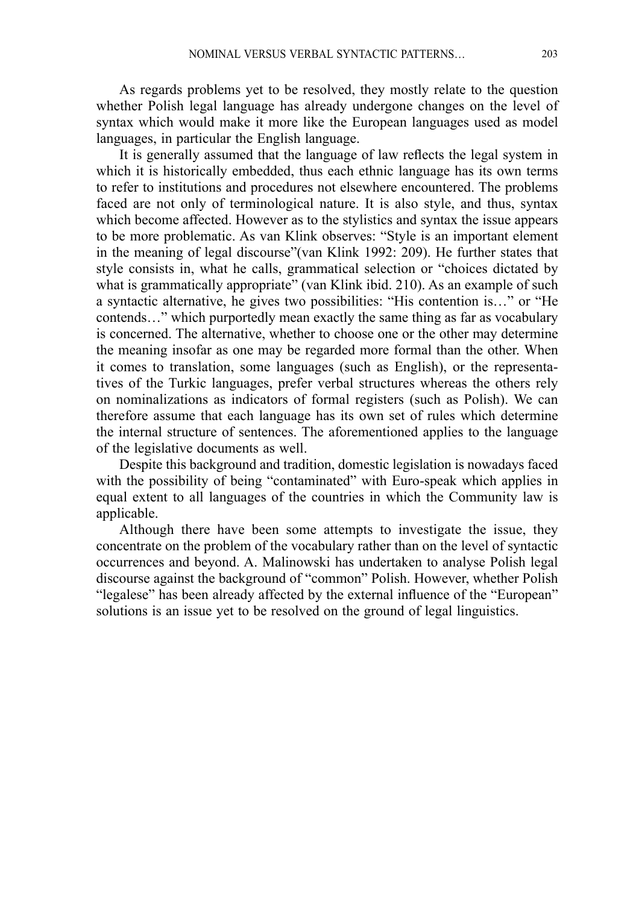As regards problems yet to be resolved, they mostly relate to the question whether Polish legal language has already undergone changes on the level of syntax which would make it more like the European languages used as model languages, in particular the English language.

It is generally assumed that the language of law reflects the legal system in which it is historically embedded, thus each ethnic language has its own terms to refer to institutions and procedures not elsewhere encountered. The problems faced are not only of terminological nature. It is also style, and thus, syntax which become affected. However as to the stylistics and syntax the issue appears to be more problematic. As van Klink observes: "Style is an important element in the meaning of legal discourse"(van Klink 1992: 209). He further states that style consists in, what he calls, grammatical selection or "choices dictated by what is grammatically appropriate" (van Klink ibid. 210). As an example of such a syntactic alternative, he gives two possibilities: "His contention is…" or "He contends…" which purportedly mean exactly the same thing as far as vocabulary is concerned. The alternative, whether to choose one or the other may determine the meaning insofar as one may be regarded more formal than the other. When it comes to translation, some languages (such as English), or the representatives of the Turkic languages, prefer verbal structures whereas the others rely on nominalizations as indicators of formal registers (such as Polish). We can therefore assume that each language has its own set of rules which determine the internal structure of sentences. The aforementioned applies to the language of the legislative documents as well.

Despite this background and tradition, domestic legislation is nowadays faced with the possibility of being "contaminated" with Euro-speak which applies in equal extent to all languages of the countries in which the Community law is applicable.

Although there have been some attempts to investigate the issue, they concentrate on the problem of the vocabulary rather than on the level of syntactic occurrences and beyond. A. Malinowski has undertaken to analyse Polish legal discourse against the background of "common" Polish. However, whether Polish "legalese" has been already affected by the external influence of the "European" solutions is an issue yet to be resolved on the ground of legal linguistics.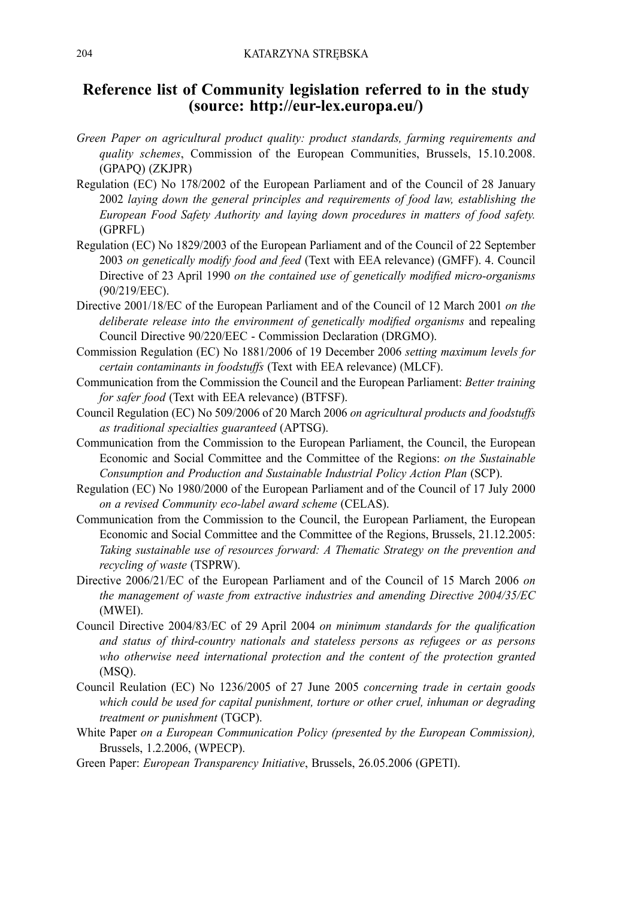## Reference list of Community legislation referred to in the study (source: http://eur-lex.europa.eu/)

*Green Paper on agricultural product quality: product standards, farming requirements and quality schemes*, Commission of the European Communities, Brussels, 15.10.2008. (GPAPQ) (ZKJPR)

Regulation (EC) No 178/2002 of the European Parliament and of the Council of 28 January 2002 *laying down the general principles and requirements of food law, establishing the European Food Safety Authority and laying down procedures in matters of food safety.* (GPRFL)

Regulation (EC) No 1829/2003 of the European Parliament and of the Council of 22 September 2003 *on genetically modify food and feed* (Text with EEA relevance) (GMFF). 4. Council Directive of 23 April 1990 *on the contained use of genetically modified micro-organisms* (90/219/EEC).

Directive 2001/18/EC of the European Parliament and of the Council of 12 March 2001 *on the deliberate release into the environment of genetically modified organisms* and repealing Council Directive 90/220/EEC - Commission Declaration (DRGMO).

Commission Regulation (EC) No 1881/2006 of 19 December 2006 *setting maximum levels for certain contaminants in foodstuffs* (Text with EEA relevance) (MLCF).

Communication from the Commission the Council and the European Parliament: *Better training for safer food* (Text with EEA relevance) (BTFSF).

Council Regulation (EC) No 509/2006 of 20 March 2006 *on agricultural products and foodstuffs as traditional specialties guaranteed* (APTSG).

Communication from the Commission to the European Parliament, the Council, the European Economic and Social Committee and the Committee of the Regions: *on the Sustainable Consumption and Production and Sustainable Industrial Policy Action Plan* (SCP).

Regulation (EC) No 1980/2000 of the European Parliament and of the Council of 17 July 2000 *on a revised Community eco-label award scheme* (CELAS).

Communication from the Commission to the Council, the European Parliament, the European Economic and Social Committee and the Committee of the Regions, Brussels, 21.12.2005: *Taking sustainable use of resources forward: A Thematic Strategy on the prevention and recycling of waste* (TSPRW).

Directive 2006/21/EC of the European Parliament and of the Council of 15 March 2006 *on the management of waste from extractive industries and amending Directive 2004/35/EC* (MWEI).

Council Directive 2004/83/EC of 29 April 2004 *on minimum standards for the qualification and status of third-country nationals and stateless persons as refugees or as persons who otherwise need international protection and the content of the protection granted* (MSQ).

Council Reulation (EC) No 1236/2005 of 27 June 2005 *concerning trade in certain goods which could be used for capital punishment, torture or other cruel, inhuman or degrading treatment or punishment* (TGCP).

White Paper *on a European Communication Policy (presented by the European Commission),* Brussels, 1.2.2006, (WPECP).

Green Paper: *European Transparency Initiative*, Brussels, 26.05.2006 (GPETI).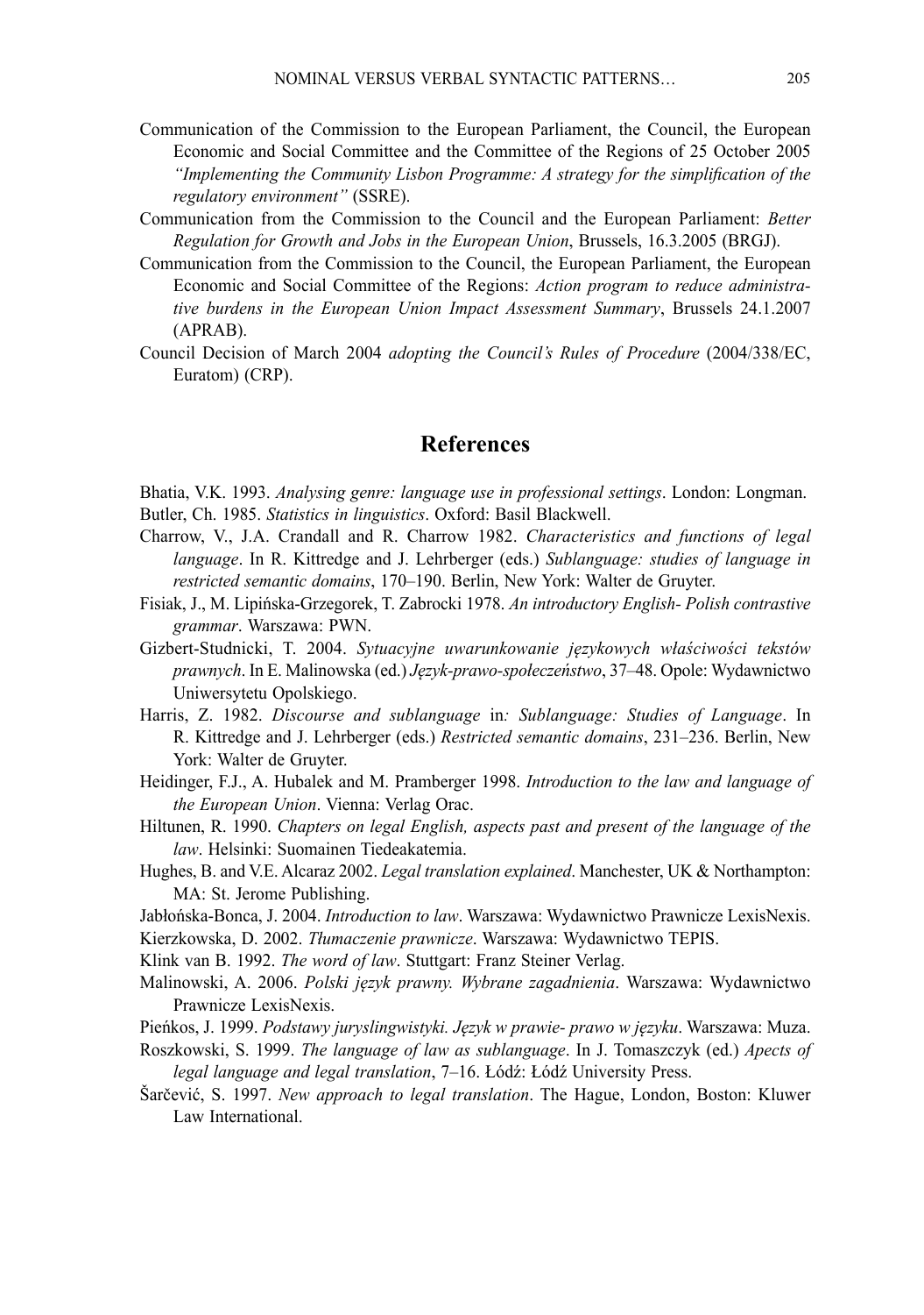Communication of the Commission to the European Parliament, the Council, the European Economic and Social Committee and the Committee of the Regions of 25 October 2005 *"Implementing the Community Lisbon Programme: A strategy for the simplification of the regulatory environment"* (SSRE).

Communication from the Commission to the Council and the European Parliament: *Better Regulation for Growth and Jobs in the European Union*, Brussels, 16.3.2005 (BRGJ).

Communication from the Commission to the Council, the European Parliament, the European Economic and Social Committee of the Regions: *Action program to reduce administrative burdens in the European Union Impact Assessment Summary*, Brussels 24.1.2007 (APRAB).

Council Decision of March 2004 *adopting the Council's Rules of Procedure* (2004/338/EC, Euratom) (CRP).

## References

Bhatia, V.K. 1993. *Analysing genre: language use in professional settings*. London: Longman.

Butler, Ch. 1985. *Statistics in linguistics*. Oxford: Basil Blackwell.

Charrow, V., J.A. Crandall and R. Charrow 1982. *Characteristics and functions of legal language*. In R. Kittredge and J. Lehrberger (eds.) *Sublanguage: studies of language in restricted semantic domains*, 170–190. Berlin, New York: Walter de Gruyter.

Fisiak, J., M. Lipińska-Grzegorek, T. Zabrocki 1978. *An introductory English- Polish contrastive grammar*. Warszawa: PWN.

Gizbert-Studnicki, T. 2004. *Sytuacyjne uwarunkowanie językowych właściwości tekstów prawnych*. In E. Malinowska (ed.) *Język-prawo-społeczeństwo*, 37–48. Opole: Wydawnictwo Uniwersytetu Opolskiego.

Harris, Z. 1982. *Discourse and sublanguage* in*: Sublanguage: Studies of Language*. In R. Kittredge and J. Lehrberger (eds.) *Restricted semantic domains*, 231–236. Berlin, New York: Walter de Gruyter.

Heidinger, F.J., A. Hubalek and M. Pramberger 1998. *Introduction to the law and language of the European Union*. Vienna: Verlag Orac.

Hiltunen, R. 1990. *Chapters on legal English, aspects past and present of the language of the law*. Helsinki: Suomainen Tiedeakatemia.

Hughes, B. and V.E. Alcaraz 2002. *Legal translation explained*. Manchester, UK & Northampton: MA: St. Jerome Publishing.

Jabłońska-Bonca, J. 2004. *Introduction to law*. Warszawa: Wydawnictwo Prawnicze LexisNexis.

Kierzkowska, D. 2002. *Tłumaczenie prawnicze*. Warszawa: Wydawnictwo TEPIS.

Klink van B. 1992. *The word of law*. Stuttgart: Franz Steiner Verlag.

Malinowski, A. 2006. *Polski język prawny. Wybrane zagadnienia*. Warszawa: Wydawnictwo Prawnicze LexisNexis.

Pieńkos, J. 1999. *Podstawy juryslingwistyki. Język w prawie- prawo w języku*. Warszawa: Muza.

Roszkowski, S. 1999. *The language of law as sublanguage*. In J. Tomaszczyk (ed.) *Apects of legal language and legal translation*, 7–16. Łódź: Łódź University Press.

Šarčević, S. 1997. *New approach to legal translation*. The Hague, London, Boston: Kluwer Law International.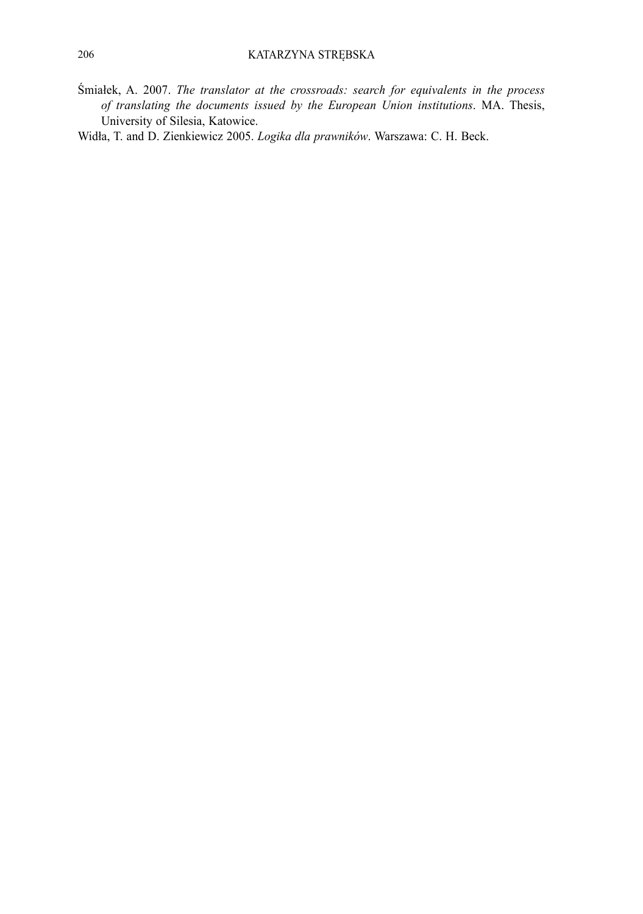Śmiałek, A. 2007. *The translator at the crossroads: search for equivalents in the process of translating the documents issued by the European Union institutions*. MA. Thesis, University of Silesia, Katowice.

Widła, T. and D. Zienkiewicz 2005. *Logika dla prawników*. Warszawa: C. H. Beck.